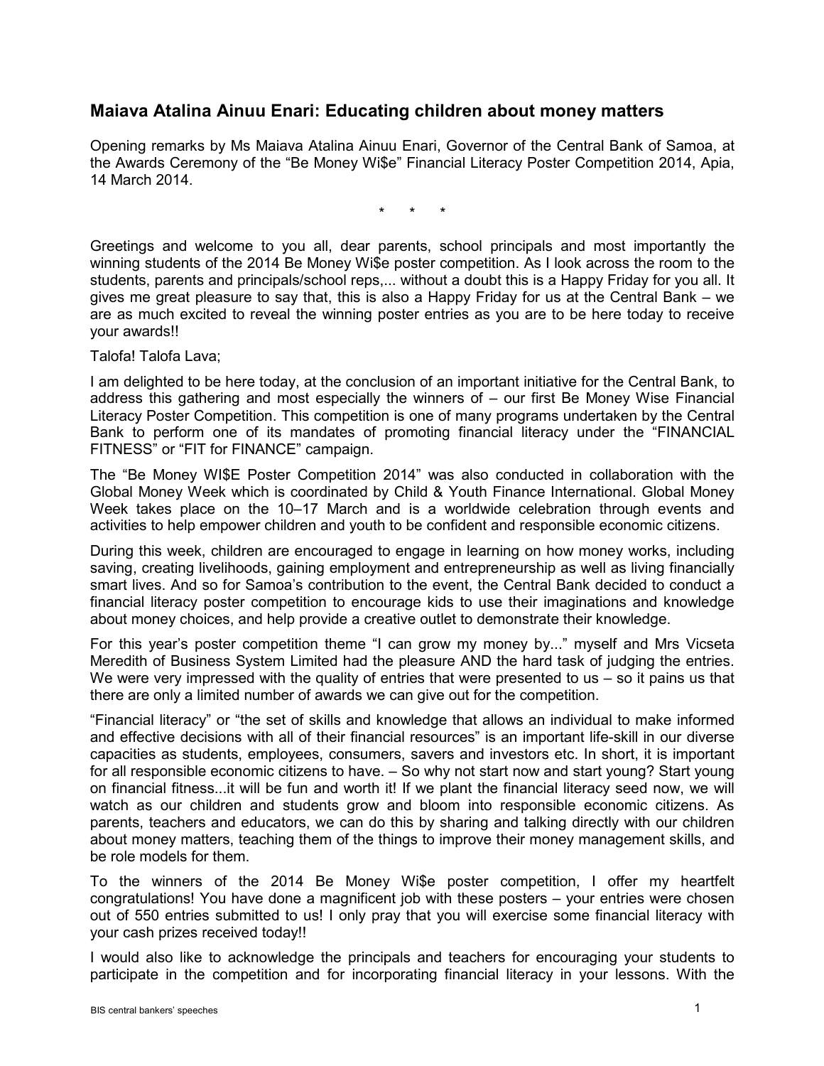## Maiava Atalina Ainuu Enari: Educating children about money matters

Opening remarks by Ms Maiava Atalina Ainuu Enari, Governor of the Central Bank of Samoa, at the Awards Ceremony of the "Be Money Wi$e" Financial Literacy Poster Competition 2014, Apia, 14 March 2014.

\* \* \*

Greetings and welcome to you all, dear parents, school principals and most importantly the winning students of the 2014 Be Money Wi$e poster competition. As I look across the room to the students, parents and principals/school reps,... without a doubt this is a Happy Friday for you all. It gives me great pleasure to say that, this is also a Happy Friday for us at the Central Bank – we are as much excited to reveal the winning poster entries as you are to be here today to receive your awards!!

Talofa! Talofa Lava;

I am delighted to be here today, at the conclusion of an important initiative for the Central Bank, to address this gathering and most especially the winners of – our first Be Money Wise Financial Literacy Poster Competition. This competition is one of many programs undertaken by the Central Bank to perform one of its mandates of promoting financial literacy under the "FINANCIAL FITNESS" or "FIT for FINANCE" campaign.

The "Be Money WI$E Poster Competition 2014" was also conducted in collaboration with the Global Money Week which is coordinated by Child & Youth Finance International. Global Money Week takes place on the 10–17 March and is a worldwide celebration through events and activities to help empower children and youth to be confident and responsible economic citizens.

During this week, children are encouraged to engage in learning on how money works, including saving, creating livelihoods, gaining employment and entrepreneurship as well as living financially smart lives. And so for Samoa's contribution to the event, the Central Bank decided to conduct a financial literacy poster competition to encourage kids to use their imaginations and knowledge about money choices, and help provide a creative outlet to demonstrate their knowledge.

For this year's poster competition theme "I can grow my money by..." myself and Mrs Vicseta Meredith of Business System Limited had the pleasure AND the hard task of judging the entries. We were very impressed with the quality of entries that were presented to us – so it pains us that there are only a limited number of awards we can give out for the competition.

"Financial literacy" or "the set of skills and knowledge that allows an individual to make informed and effective decisions with all of their financial resources" is an important life-skill in our diverse capacities as students, employees, consumers, savers and investors etc. In short, it is important for all responsible economic citizens to have. – So why not start now and start young? Start young on financial fitness...it will be fun and worth it! If we plant the financial literacy seed now, we will watch as our children and students grow and bloom into responsible economic citizens. As parents, teachers and educators, we can do this by sharing and talking directly with our children about money matters, teaching them of the things to improve their money management skills, and be role models for them.

To the winners of the 2014 Be Money Wi$e poster competition, I offer my heartfelt congratulations! You have done a magnificent job with these posters – your entries were chosen out of 550 entries submitted to us! I only pray that you will exercise some financial literacy with your cash prizes received today!!

I would also like to acknowledge the principals and teachers for encouraging your students to participate in the competition and for incorporating financial literacy in your lessons. With the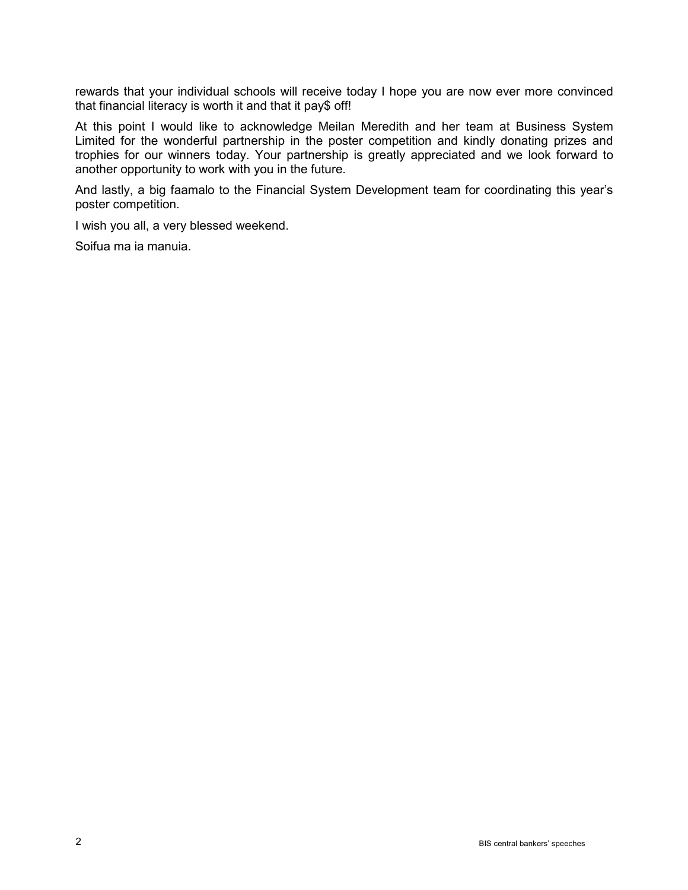rewards that your individual schools will receive today I hope you are now ever more convinced that financial literacy is worth it and that it pay$ off!

At this point I would like to acknowledge Meilan Meredith and her team at Business System Limited for the wonderful partnership in the poster competition and kindly donating prizes and trophies for our winners today. Your partnership is greatly appreciated and we look forward to another opportunity to work with you in the future.

And lastly, a big faamalo to the Financial System Development team for coordinating this year's poster competition.

I wish you all, a very blessed weekend.

Soifua ma ia manuia.